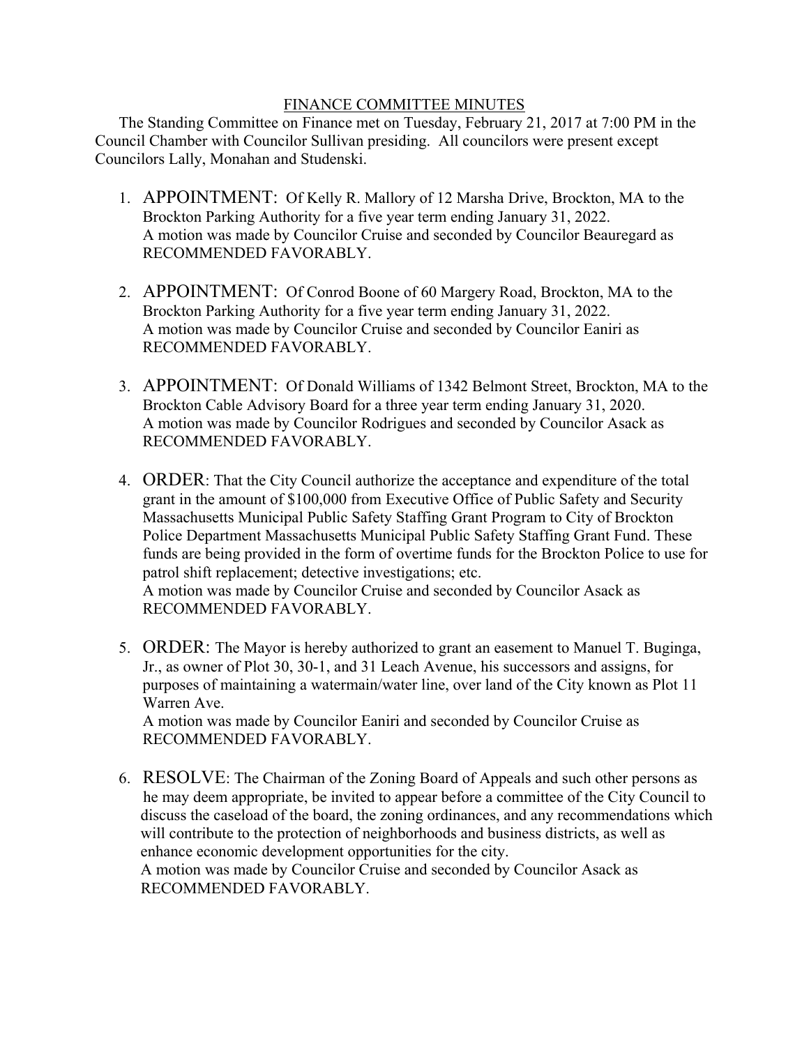# FINANCE COMMITTEE MINUTES

The Standing Committee on Finance met on Tuesday, February 21, 2017 at 7:00 PM in the Council Chamber with Councilor Sullivan presiding. All councilors were present except Councilors Lally, Monahan and Studenski.

1. APPOINTMENT: Of Kelly R. Mallory of 12 Marsha Drive, Brockton, MA to the Brockton Parking Authority for a five year term ending January 31, 2022.
   A motion was made by Councilor Cruise and seconded by Councilor Beauregard as RECOMMENDED FAVORABLY.

2. APPOINTMENT: Of Conrod Boone of 60 Margery Road, Brockton, MA to the Brockton Parking Authority for a five year term ending January 31, 2022.
   A motion was made by Councilor Cruise and seconded by Councilor Eaniri as RECOMMENDED FAVORABLY.

3. APPOINTMENT: Of Donald Williams of 1342 Belmont Street, Brockton, MA to the Brockton Cable Advisory Board for a three year term ending January 31, 2020.
   A motion was made by Councilor Rodrigues and seconded by Councilor Asack as RECOMMENDED FAVORABLY.

4. ORDER: That the City Council authorize the acceptance and expenditure of the total grant in the amount of $100,000 from Executive Office of Public Safety and Security Massachusetts Municipal Public Safety Staffing Grant Program to City of Brockton Police Department Massachusetts Municipal Public Safety Staffing Grant Fund. These funds are being provided in the form of overtime funds for the Brockton Police to use for patrol shift replacement; detective investigations; etc.
   A motion was made by Councilor Cruise and seconded by Councilor Asack as RECOMMENDED FAVORABLY.

5. ORDER: The Mayor is hereby authorized to grant an easement to Manuel T. Buginga, Jr., as owner of Plot 30, 30-1, and 31 Leach Avenue, his successors and assigns, for purposes of maintaining a watermain/water line, over land of the City known as Plot 11 Warren Ave.
   A motion was made by Councilor Eaniri and seconded by Councilor Cruise as RECOMMENDED FAVORABLY.

6. RESOLVE: The Chairman of the Zoning Board of Appeals and such other persons as he may deem appropriate, be invited to appear before a committee of the City Council to discuss the caseload of the board, the zoning ordinances, and any recommendations which will contribute to the protection of neighborhoods and business districts, as well as enhance economic development opportunities for the city.
   A motion was made by Councilor Cruise and seconded by Councilor Asack as RECOMMENDED FAVORABLY.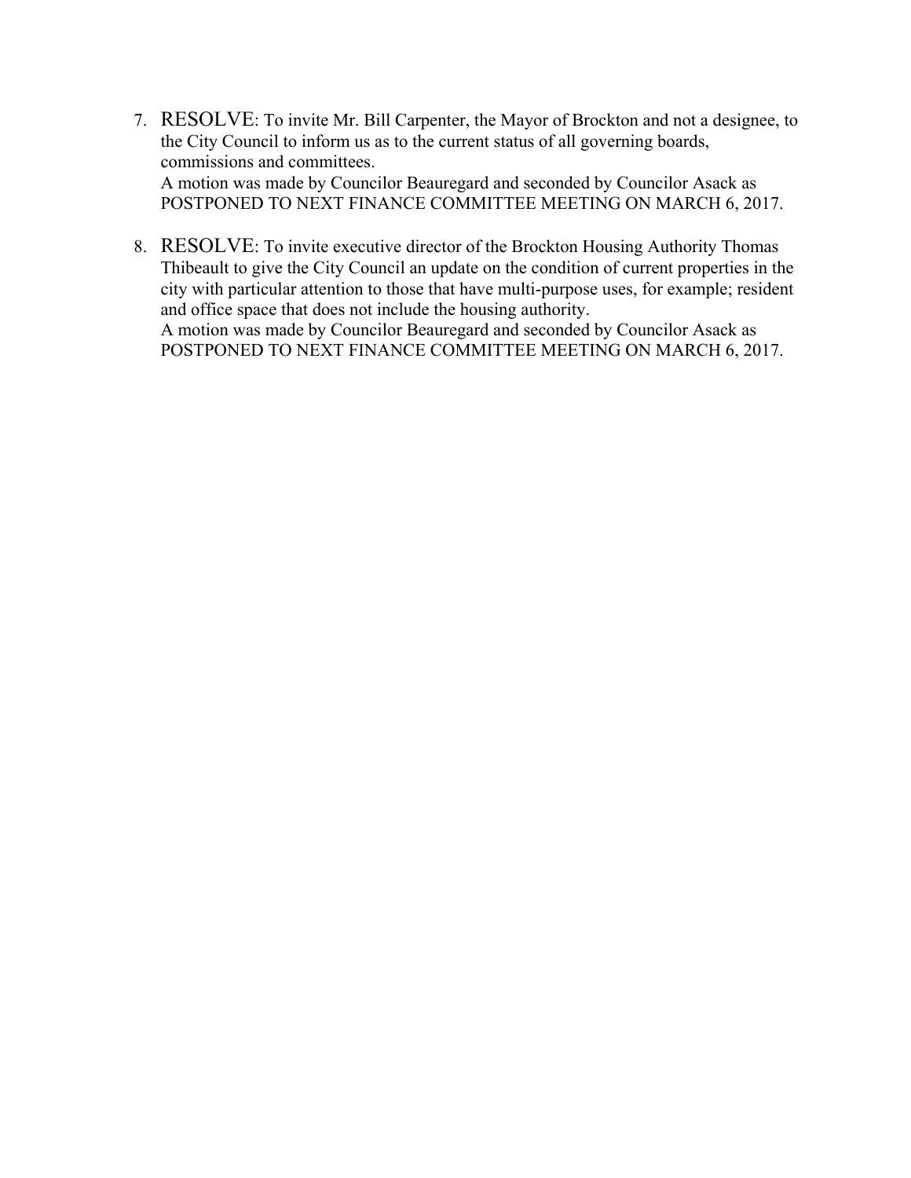7. RESOLVE: To invite Mr. Bill Carpenter, the Mayor of Brockton and not a designee, to the City Council to inform us as to the current status of all governing boards, commissions and committees.
   A motion was made by Councilor Beauregard and seconded by Councilor Asack as POSTPONED TO NEXT FINANCE COMMITTEE MEETING ON MARCH 6, 2017.

8. RESOLVE: To invite executive director of the Brockton Housing Authority Thomas Thibeault to give the City Council an update on the condition of current properties in the city with particular attention to those that have multi-purpose uses, for example; resident and office space that does not include the housing authority.
   A motion was made by Councilor Beauregard and seconded by Councilor Asack as POSTPONED TO NEXT FINANCE COMMITTEE MEETING ON MARCH 6, 2017.